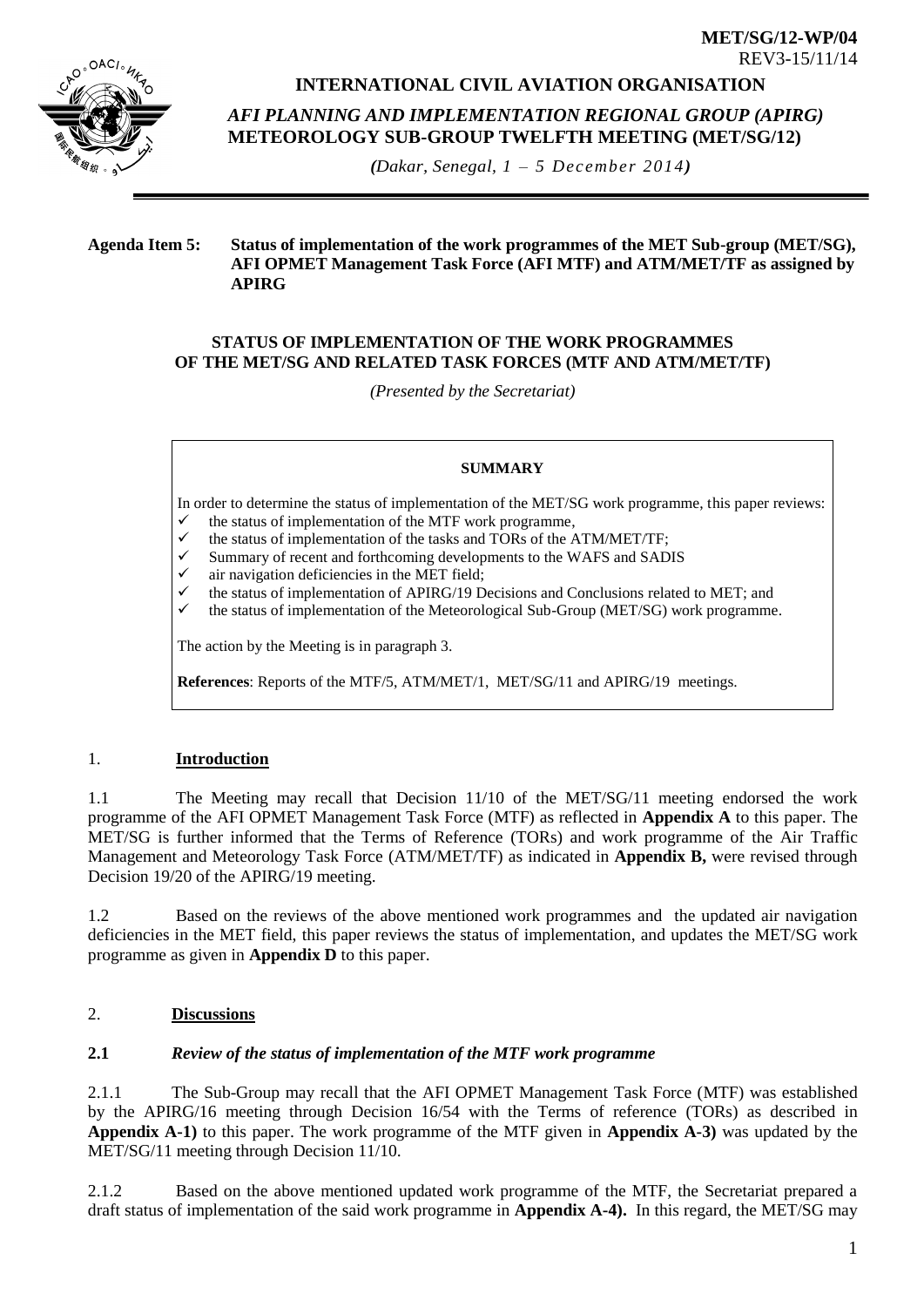**MET/SG/12-WP/04**
REV3-15/11/14

**INTERNATIONAL CIVIL AVIATION ORGANISATION**

***AFI PLANNING AND IMPLEMENTATION REGIONAL GROUP (APIRG)***
**METEOROLOGY SUB-GROUP TWELFTH MEETING (MET/SG/12)**

***(****Dakar, Senegal, 1 – 5 December 2014****)***

---

**Agenda Item 5: Status of implementation of the work programmes of the MET Sub-group (MET/SG), AFI OPMET Management Task Force (AFI MTF) and ATM/MET/TF as assigned by APIRG**

**STATUS OF IMPLEMENTATION OF THE WORK PROGRAMMES OF THE MET/SG AND RELATED TASK FORCES (MTF AND ATM/MET/TF)**

*(Presented by the Secretariat)*

> **SUMMARY**
>
> In order to determine the status of implementation of the MET/SG work programme, this paper reviews:
> - ✓ the status of implementation of the MTF work programme,
> - ✓ the status of implementation of the tasks and TORs of the ATM/MET/TF;
> - ✓ Summary of recent and forthcoming developments to the WAFS and SADIS
> - ✓ air navigation deficiencies in the MET field;
> - ✓ the status of implementation of APIRG/19 Decisions and Conclusions related to MET; and
> - ✓ the status of implementation of the Meteorological Sub-Group (MET/SG) work programme.
>
> The action by the Meeting is in paragraph 3.
>
> **References**: Reports of the MTF/5, ATM/MET/1, MET/SG/11 and APIRG/19 meetings.

## 1. Introduction

1.1 The Meeting may recall that Decision 11/10 of the MET/SG/11 meeting endorsed the work programme of the AFI OPMET Management Task Force (MTF) as reflected in **Appendix A** to this paper. The MET/SG is further informed that the Terms of Reference (TORs) and work programme of the Air Traffic Management and Meteorology Task Force (ATM/MET/TF) as indicated in **Appendix B,** were revised through Decision 19/20 of the APIRG/19 meeting.

1.2 Based on the reviews of the above mentioned work programmes and the updated air navigation deficiencies in the MET field, this paper reviews the status of implementation, and updates the MET/SG work programme as given in **Appendix D** to this paper.

## 2. Discussions

### 2.1 *Review of the status of implementation of the MTF work programme*

2.1.1 The Sub-Group may recall that the AFI OPMET Management Task Force (MTF) was established by the APIRG/16 meeting through Decision 16/54 with the Terms of reference (TORs) as described in **Appendix A-1)** to this paper. The work programme of the MTF given in **Appendix A-3)** was updated by the MET/SG/11 meeting through Decision 11/10.

2.1.2 Based on the above mentioned updated work programme of the MTF, the Secretariat prepared a draft status of implementation of the said work programme in **Appendix A-4).** In this regard, the MET/SG may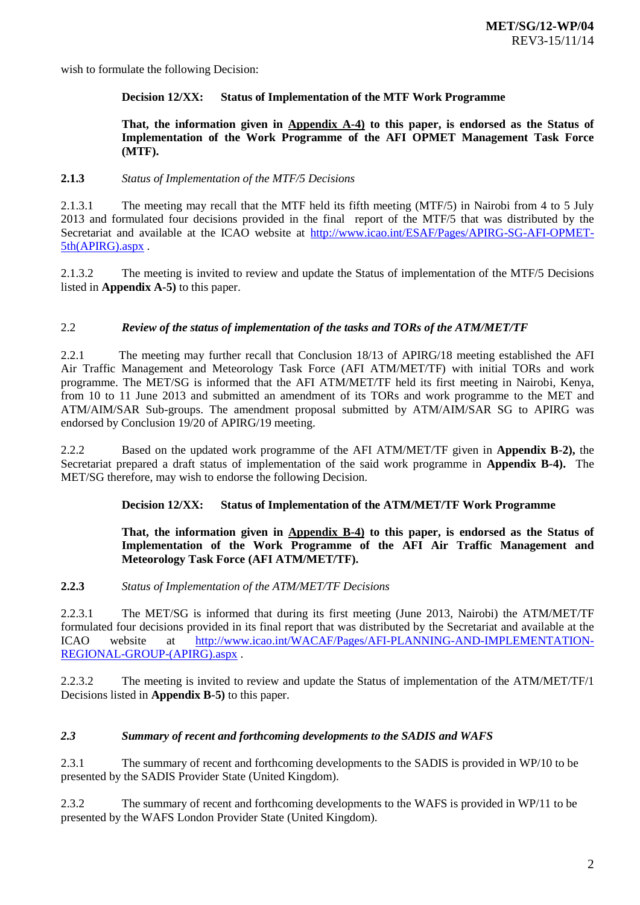wish to formulate the following Decision:

> **Decision 12/XX: Status of Implementation of the MTF Work Programme**
>
> **That, the information given in <u>Appendix A-4)</u> to this paper, is endorsed as the Status of Implementation of the Work Programme of the AFI OPMET Management Task Force (MTF).**

**2.1.3** *Status of Implementation of the MTF/5 Decisions*

2.1.3.1 The meeting may recall that the MTF held its fifth meeting (MTF/5) in Nairobi from 4 to 5 July 2013 and formulated four decisions provided in the final report of the MTF/5 that was distributed by the Secretariat and available at the ICAO website at http://www.icao.int/ESAF/Pages/APIRG-SG-AFI-OPMET-5th(APIRG).aspx .

2.1.3.2 The meeting is invited to review and update the Status of implementation of the MTF/5 Decisions listed in **Appendix A-5)** to this paper.

## 2.2 *Review of the status of implementation of the tasks and TORs of the ATM/MET/TF*

2.2.1 The meeting may further recall that Conclusion 18/13 of APIRG/18 meeting established the AFI Air Traffic Management and Meteorology Task Force (AFI ATM/MET/TF) with initial TORs and work programme. The MET/SG is informed that the AFI ATM/MET/TF held its first meeting in Nairobi, Kenya, from 10 to 11 June 2013 and submitted an amendment of its TORs and work programme to the MET and ATM/AIM/SAR Sub-groups. The amendment proposal submitted by ATM/AIM/SAR SG to APIRG was endorsed by Conclusion 19/20 of APIRG/19 meeting.

2.2.2 Based on the updated work programme of the AFI ATM/MET/TF given in **Appendix B-2),** the Secretariat prepared a draft status of implementation of the said work programme in **Appendix B-4).** The MET/SG therefore, may wish to endorse the following Decision.

> **Decision 12/XX: Status of Implementation of the ATM/MET/TF Work Programme**
>
> **That, the information given in <u>Appendix B-4)</u> to this paper, is endorsed as the Status of Implementation of the Work Programme of the AFI Air Traffic Management and Meteorology Task Force (AFI ATM/MET/TF).**

**2.2.3** *Status of Implementation of the ATM/MET/TF Decisions*

2.2.3.1 The MET/SG is informed that during its first meeting (June 2013, Nairobi) the ATM/MET/TF formulated four decisions provided in its final report that was distributed by the Secretariat and available at the ICAO website at http://www.icao.int/WACAF/Pages/AFI-PLANNING-AND-IMPLEMENTATION-REGIONAL-GROUP-(APIRG).aspx .

2.2.3.2 The meeting is invited to review and update the Status of implementation of the ATM/MET/TF/1 Decisions listed in **Appendix B-5)** to this paper.

## *2.3 Summary of recent and forthcoming developments to the SADIS and WAFS*

2.3.1 The summary of recent and forthcoming developments to the SADIS is provided in WP/10 to be presented by the SADIS Provider State (United Kingdom).

2.3.2 The summary of recent and forthcoming developments to the WAFS is provided in WP/11 to be presented by the WAFS London Provider State (United Kingdom).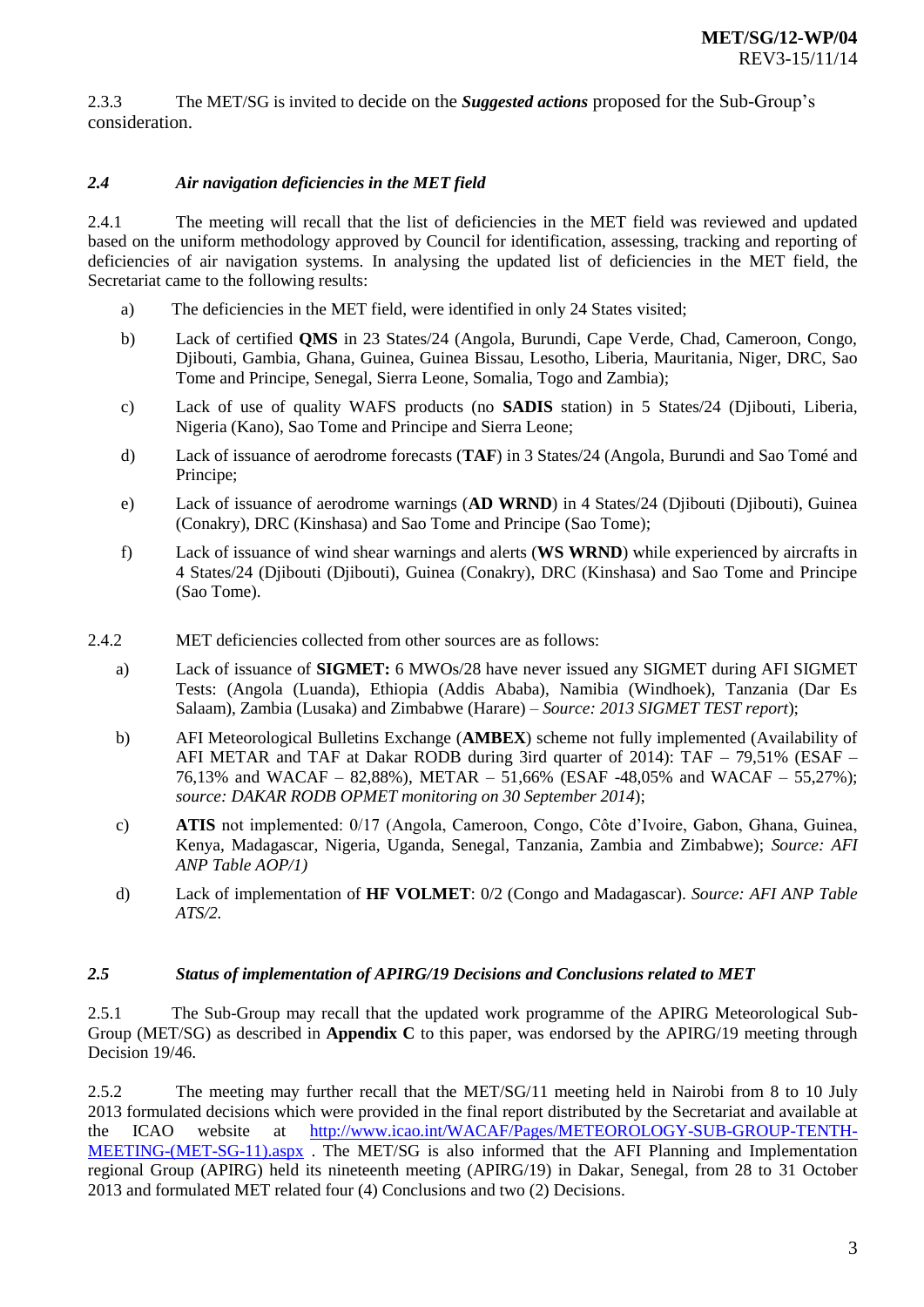2.3.3 The MET/SG is invited to decide on the ***Suggested actions*** proposed for the Sub-Group's consideration.

### *2.4 Air navigation deficiencies in the MET field*

2.4.1 The meeting will recall that the list of deficiencies in the MET field was reviewed and updated based on the uniform methodology approved by Council for identification, assessing, tracking and reporting of deficiencies of air navigation systems. In analysing the updated list of deficiencies in the MET field, the Secretariat came to the following results:

a) The deficiencies in the MET field, were identified in only 24 States visited;

b) Lack of certified **QMS** in 23 States/24 (Angola, Burundi, Cape Verde, Chad, Cameroon, Congo, Djibouti, Gambia, Ghana, Guinea, Guinea Bissau, Lesotho, Liberia, Mauritania, Niger, DRC, Sao Tome and Principe, Senegal, Sierra Leone, Somalia, Togo and Zambia);

c) Lack of use of quality WAFS products (no **SADIS** station) in 5 States/24 (Djibouti, Liberia, Nigeria (Kano), Sao Tome and Principe and Sierra Leone;

d) Lack of issuance of aerodrome forecasts (**TAF**) in 3 States/24 (Angola, Burundi and Sao Tomé and Principe;

e) Lack of issuance of aerodrome warnings (**AD WRND**) in 4 States/24 (Djibouti (Djibouti), Guinea (Conakry), DRC (Kinshasa) and Sao Tome and Principe (Sao Tome);

f) Lack of issuance of wind shear warnings and alerts (**WS WRND**) while experienced by aircrafts in 4 States/24 (Djibouti (Djibouti), Guinea (Conakry), DRC (Kinshasa) and Sao Tome and Principe (Sao Tome).

2.4.2 MET deficiencies collected from other sources are as follows:

a) Lack of issuance of **SIGMET:** 6 MWOs/28 have never issued any SIGMET during AFI SIGMET Tests: (Angola (Luanda), Ethiopia (Addis Ababa), Namibia (Windhoek), Tanzania (Dar Es Salaam), Zambia (Lusaka) and Zimbabwe (Harare) – *Source: 2013 SIGMET TEST report*);

b) AFI Meteorological Bulletins Exchange (**AMBEX**) scheme not fully implemented (Availability of AFI METAR and TAF at Dakar RODB during 3ird quarter of 2014): TAF – 79,51% (ESAF – 76,13% and WACAF – 82,88%), METAR – 51,66% (ESAF -48,05% and WACAF – 55,27%); *source: DAKAR RODB OPMET monitoring on 30 September 2014*);

c) **ATIS** not implemented: 0/17 (Angola, Cameroon, Congo, Côte d'Ivoire, Gabon, Ghana, Guinea, Kenya, Madagascar, Nigeria, Uganda, Senegal, Tanzania, Zambia and Zimbabwe); *Source: AFI ANP Table AOP/1)*

d) Lack of implementation of **HF VOLMET**: 0/2 (Congo and Madagascar). *Source: AFI ANP Table ATS/2.*

### *2.5 Status of implementation of APIRG/19 Decisions and Conclusions related to MET*

2.5.1 The Sub-Group may recall that the updated work programme of the APIRG Meteorological Sub-Group (MET/SG) as described in **Appendix C** to this paper, was endorsed by the APIRG/19 meeting through Decision 19/46.

2.5.2 The meeting may further recall that the MET/SG/11 meeting held in Nairobi from 8 to 10 July 2013 formulated decisions which were provided in the final report distributed by the Secretariat and available at the ICAO website at [http://www.icao.int/WACAF/Pages/METEOROLOGY-SUB-GROUP-TENTH-MEETING-(MET-SG-11).aspx](http://www.icao.int/WACAF/Pages/METEOROLOGY-SUB-GROUP-TENTH-MEETING-(MET-SG-11).aspx) . The MET/SG is also informed that the AFI Planning and Implementation regional Group (APIRG) held its nineteenth meeting (APIRG/19) in Dakar, Senegal, from 28 to 31 October 2013 and formulated MET related four (4) Conclusions and two (2) Decisions.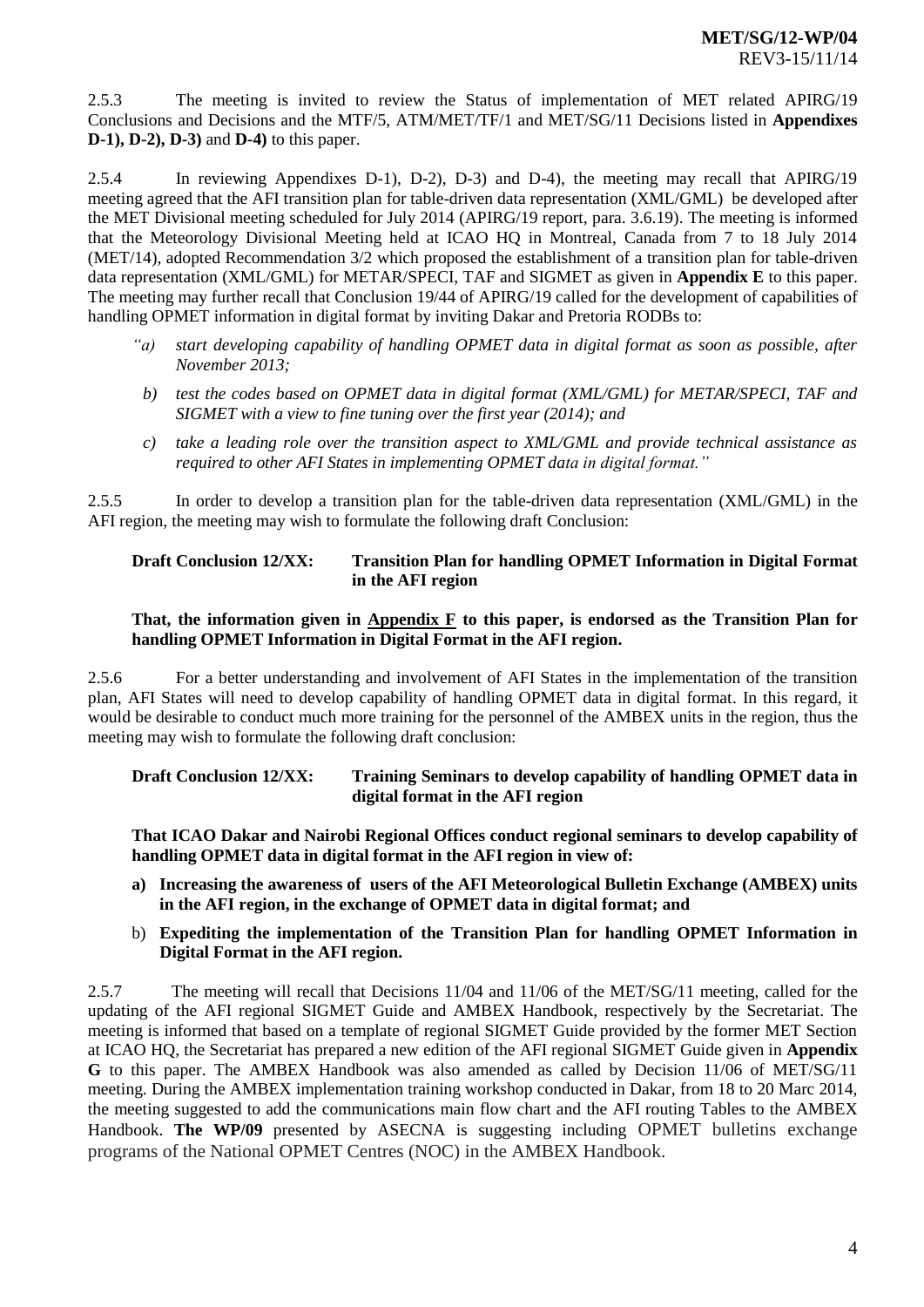2.5.3 The meeting is invited to review the Status of implementation of MET related APIRG/19 Conclusions and Decisions and the MTF/5, ATM/MET/TF/1 and MET/SG/11 Decisions listed in **Appendixes D-1), D-2), D-3)** and **D-4)** to this paper.

2.5.4 In reviewing Appendixes D-1), D-2), D-3) and D-4), the meeting may recall that APIRG/19 meeting agreed that the AFI transition plan for table-driven data representation (XML/GML) be developed after the MET Divisional meeting scheduled for July 2014 (APIRG/19 report, para. 3.6.19). The meeting is informed that the Meteorology Divisional Meeting held at ICAO HQ in Montreal, Canada from 7 to 18 July 2014 (MET/14), adopted Recommendation 3/2 which proposed the establishment of a transition plan for table-driven data representation (XML/GML) for METAR/SPECI, TAF and SIGMET as given in **Appendix E** to this paper. The meeting may further recall that Conclusion 19/44 of APIRG/19 called for the development of capabilities of handling OPMET information in digital format by inviting Dakar and Pretoria RODBs to:

*"a) start developing capability of handling OPMET data in digital format as soon as possible, after November 2013;*

*b) test the codes based on OPMET data in digital format (XML/GML) for METAR/SPECI, TAF and SIGMET with a view to fine tuning over the first year (2014); and*

*c) take a leading role over the transition aspect to XML/GML and provide technical assistance as required to other AFI States in implementing OPMET data in digital format."*

2.5.5 In order to develop a transition plan for the table-driven data representation (XML/GML) in the AFI region, the meeting may wish to formulate the following draft Conclusion:

**Draft Conclusion 12/XX: Transition Plan for handling OPMET Information in Digital Format in the AFI region**

**That, the information given in <u>Appendix F</u> to this paper, is endorsed as the Transition Plan for handling OPMET Information in Digital Format in the AFI region.**

2.5.6 For a better understanding and involvement of AFI States in the implementation of the transition plan, AFI States will need to develop capability of handling OPMET data in digital format. In this regard, it would be desirable to conduct much more training for the personnel of the AMBEX units in the region, thus the meeting may wish to formulate the following draft conclusion:

**Draft Conclusion 12/XX: Training Seminars to develop capability of handling OPMET data in digital format in the AFI region**

**That ICAO Dakar and Nairobi Regional Offices conduct regional seminars to develop capability of handling OPMET data in digital format in the AFI region in view of:**

**a) Increasing the awareness of users of the AFI Meteorological Bulletin Exchange (AMBEX) units in the AFI region, in the exchange of OPMET data in digital format; and**

b) **Expediting the implementation of the Transition Plan for handling OPMET Information in Digital Format in the AFI region.**

2.5.7 The meeting will recall that Decisions 11/04 and 11/06 of the MET/SG/11 meeting, called for the updating of the AFI regional SIGMET Guide and AMBEX Handbook, respectively by the Secretariat. The meeting is informed that based on a template of regional SIGMET Guide provided by the former MET Section at ICAO HQ, the Secretariat has prepared a new edition of the AFI regional SIGMET Guide given in **Appendix G** to this paper. The AMBEX Handbook was also amended as called by Decision 11/06 of MET/SG/11 meeting. During the AMBEX implementation training workshop conducted in Dakar, from 18 to 20 Marc 2014, the meeting suggested to add the communications main flow chart and the AFI routing Tables to the AMBEX Handbook. **The WP/09** presented by ASECNA is suggesting including OPMET bulletins exchange programs of the National OPMET Centres (NOC) in the AMBEX Handbook.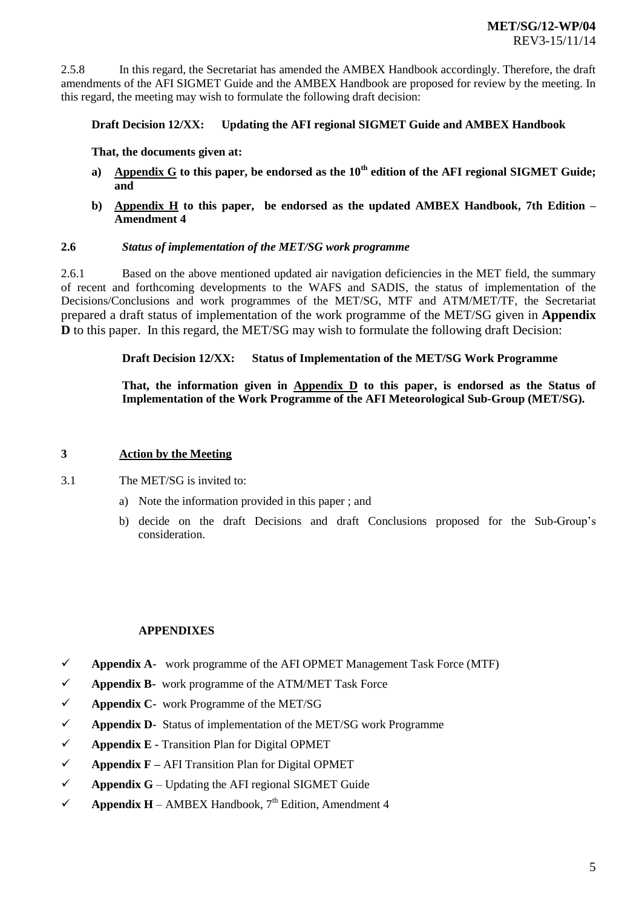2.5.8 In this regard, the Secretariat has amended the AMBEX Handbook accordingly. Therefore, the draft amendments of the AFI SIGMET Guide and the AMBEX Handbook are proposed for review by the meeting. In this regard, the meeting may wish to formulate the following draft decision:

**Draft Decision 12/XX: Updating the AFI regional SIGMET Guide and AMBEX Handbook**

**That, the documents given at:**

a) **Appendix G to this paper, be endorsed as the 10th edition of the AFI regional SIGMET Guide; and**

b) **Appendix H to this paper, be endorsed as the updated AMBEX Handbook, 7th Edition – Amendment 4**

**2.6** ***Status of implementation of the MET/SG work programme***

2.6.1 Based on the above mentioned updated air navigation deficiencies in the MET field, the summary of recent and forthcoming developments to the WAFS and SADIS, the status of implementation of the Decisions/Conclusions and work programmes of the MET/SG, MTF and ATM/MET/TF, the Secretariat prepared a draft status of implementation of the work programme of the MET/SG given in **Appendix D** to this paper. In this regard, the MET/SG may wish to formulate the following draft Decision:

**Draft Decision 12/XX: Status of Implementation of the MET/SG Work Programme**

**That, the information given in Appendix D to this paper, is endorsed as the Status of Implementation of the Work Programme of the AFI Meteorological Sub-Group (MET/SG).**

## 3 Action by the Meeting

3.1 The MET/SG is invited to:

a) Note the information provided in this paper ; and

b) decide on the draft Decisions and draft Conclusions proposed for the Sub-Group's consideration.

**APPENDIXES**

- ✓ **Appendix A-** work programme of the AFI OPMET Management Task Force (MTF)
- ✓ **Appendix B-** work programme of the ATM/MET Task Force
- ✓ **Appendix C-** work Programme of the MET/SG
- ✓ **Appendix D-** Status of implementation of the MET/SG work Programme
- ✓ **Appendix E -** Transition Plan for Digital OPMET
- ✓ **Appendix F –** AFI Transition Plan for Digital OPMET
- ✓ **Appendix G** – Updating the AFI regional SIGMET Guide
- ✓ **Appendix H** – AMBEX Handbook, 7th Edition, Amendment 4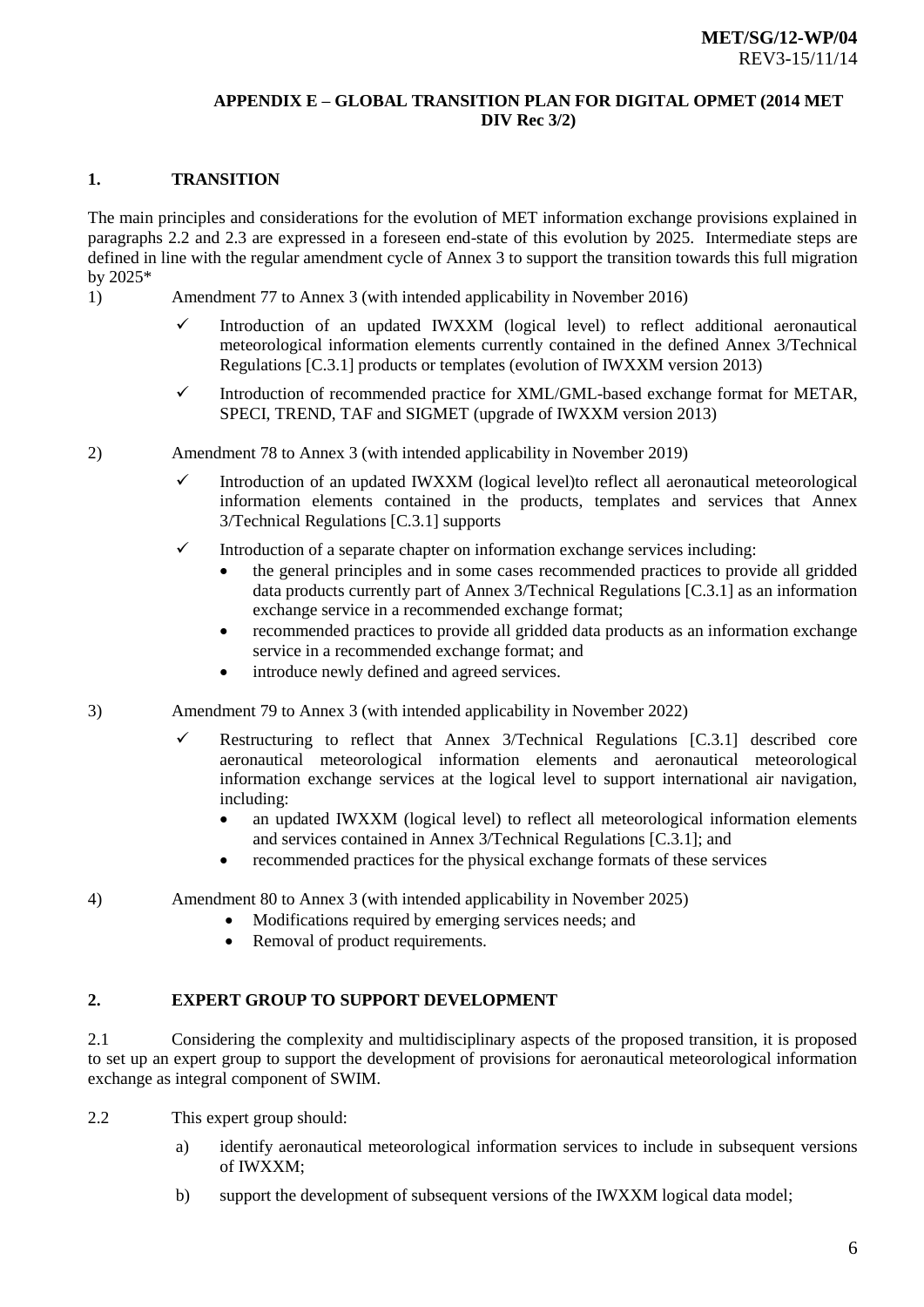**APPENDIX E – GLOBAL TRANSITION PLAN FOR DIGITAL OPMET (2014 MET DIV Rec 3/2)**

## 1. TRANSITION

The main principles and considerations for the evolution of MET information exchange provisions explained in paragraphs 2.2 and 2.3 are expressed in a foreseen end-state of this evolution by 2025. Intermediate steps are defined in line with the regular amendment cycle of Annex 3 to support the transition towards this full migration by 2025*

1) Amendment 77 to Annex 3 (with intended applicability in November 2016)

- ✓ Introduction of an updated IWXXM (logical level) to reflect additional aeronautical meteorological information elements currently contained in the defined Annex 3/Technical Regulations [C.3.1] products or templates (evolution of IWXXM version 2013)
- ✓ Introduction of recommended practice for XML/GML-based exchange format for METAR, SPECI, TREND, TAF and SIGMET (upgrade of IWXXM version 2013)

2) Amendment 78 to Annex 3 (with intended applicability in November 2019)

- ✓ Introduction of an updated IWXXM (logical level)to reflect all aeronautical meteorological information elements contained in the products, templates and services that Annex 3/Technical Regulations [C.3.1] supports
- ✓ Introduction of a separate chapter on information exchange services including:
  - the general principles and in some cases recommended practices to provide all gridded data products currently part of Annex 3/Technical Regulations [C.3.1] as an information exchange service in a recommended exchange format;
  - recommended practices to provide all gridded data products as an information exchange service in a recommended exchange format; and
  - introduce newly defined and agreed services.

3) Amendment 79 to Annex 3 (with intended applicability in November 2022)

- ✓ Restructuring to reflect that Annex 3/Technical Regulations [C.3.1] described core aeronautical meteorological information elements and aeronautical meteorological information exchange services at the logical level to support international air navigation, including:
  - an updated IWXXM (logical level) to reflect all meteorological information elements and services contained in Annex 3/Technical Regulations [C.3.1]; and
  - recommended practices for the physical exchange formats of these services

4) Amendment 80 to Annex 3 (with intended applicability in November 2025)

- Modifications required by emerging services needs; and
- Removal of product requirements.

## 2. EXPERT GROUP TO SUPPORT DEVELOPMENT

2.1 Considering the complexity and multidisciplinary aspects of the proposed transition, it is proposed to set up an expert group to support the development of provisions for aeronautical meteorological information exchange as integral component of SWIM.

2.2 This expert group should:

a) identify aeronautical meteorological information services to include in subsequent versions of IWXXM;

b) support the development of subsequent versions of the IWXXM logical data model;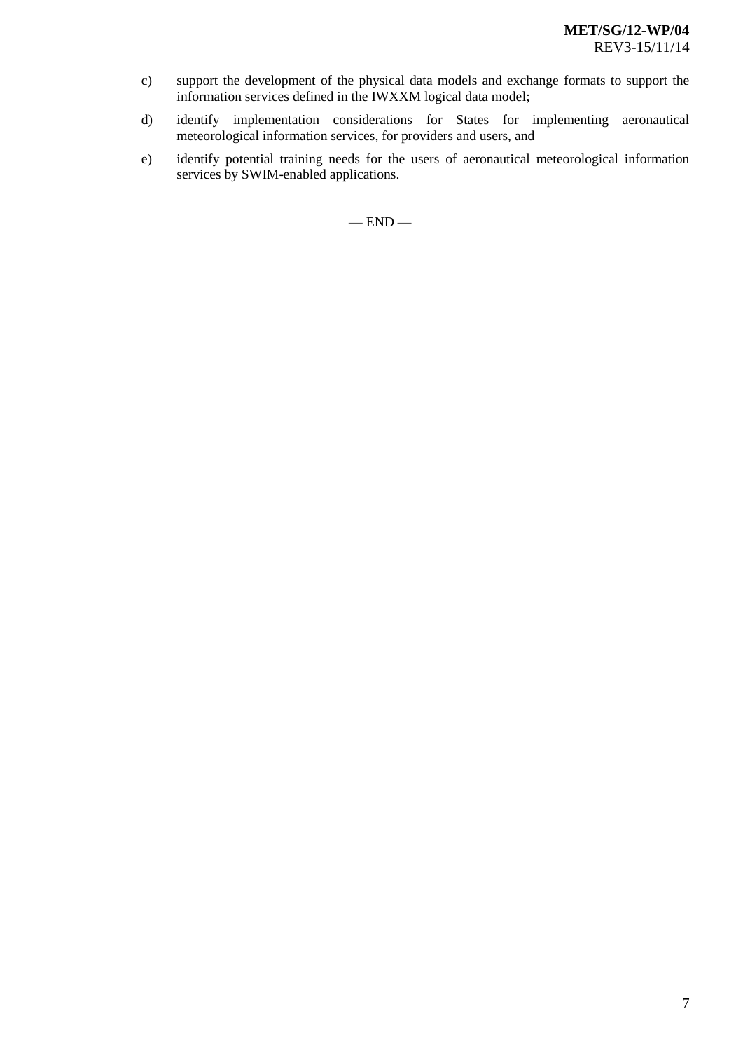c) support the development of the physical data models and exchange formats to support the information services defined in the IWXXM logical data model;

d) identify implementation considerations for States for implementing aeronautical meteorological information services, for providers and users, and

e) identify potential training needs for the users of aeronautical meteorological information services by SWIM-enabled applications.

— END —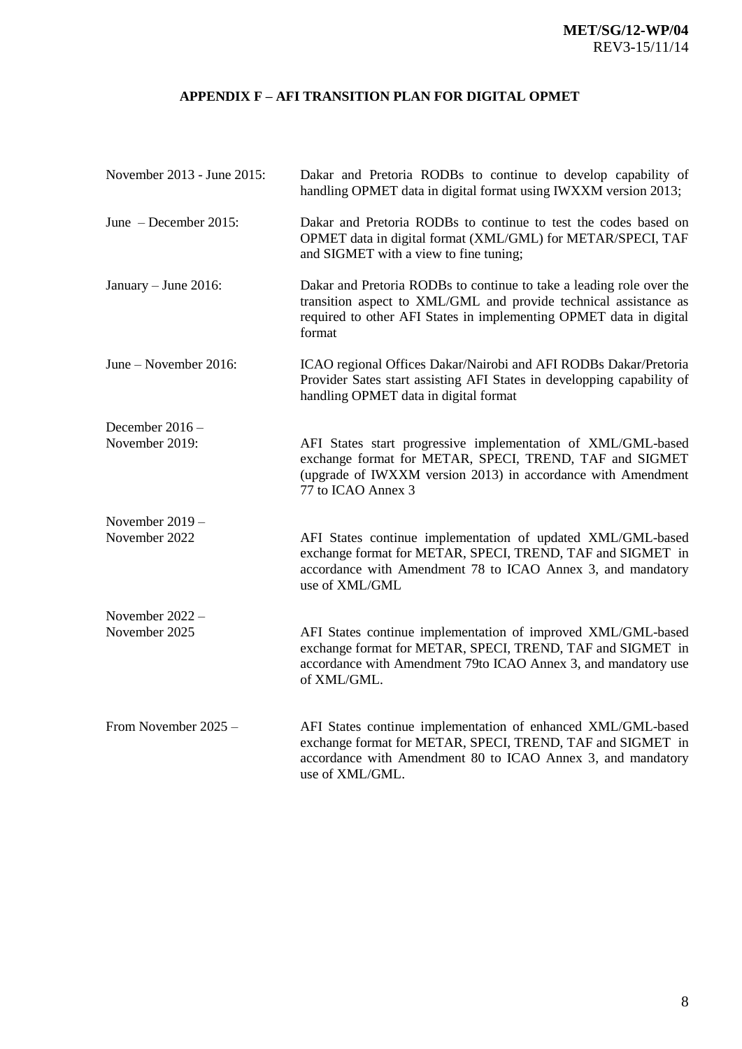## APPENDIX F – AFI TRANSITION PLAN FOR DIGITAL OPMET

| | |
|---|---|
| November 2013 - June 2015: | Dakar and Pretoria RODBs to continue to develop capability of handling OPMET data in digital format using IWXXM version 2013; |
| June – December 2015: | Dakar and Pretoria RODBs to continue to test the codes based on OPMET data in digital format (XML/GML) for METAR/SPECI, TAF and SIGMET with a view to fine tuning; |
| January – June 2016: | Dakar and Pretoria RODBs to continue to take a leading role over the transition aspect to XML/GML and provide technical assistance as required to other AFI States in implementing OPMET data in digital format |
| June – November 2016: | ICAO regional Offices Dakar/Nairobi and AFI RODBs Dakar/Pretoria Provider Sates start assisting AFI States in developping capability of handling OPMET data in digital format |
| December 2016 – November 2019: | AFI States start progressive implementation of XML/GML-based exchange format for METAR, SPECI, TREND, TAF and SIGMET (upgrade of IWXXM version 2013) in accordance with Amendment 77 to ICAO Annex 3 |
| November 2019 – November 2022 | AFI States continue implementation of updated XML/GML-based exchange format for METAR, SPECI, TREND, TAF and SIGMET in accordance with Amendment 78 to ICAO Annex 3, and mandatory use of XML/GML |
| November 2022 – November 2025 | AFI States continue implementation of improved XML/GML-based exchange format for METAR, SPECI, TREND, TAF and SIGMET in accordance with Amendment 79to ICAO Annex 3, and mandatory use of XML/GML. |
| From November 2025 – | AFI States continue implementation of enhanced XML/GML-based exchange format for METAR, SPECI, TREND, TAF and SIGMET in accordance with Amendment 80 to ICAO Annex 3, and mandatory use of XML/GML. |